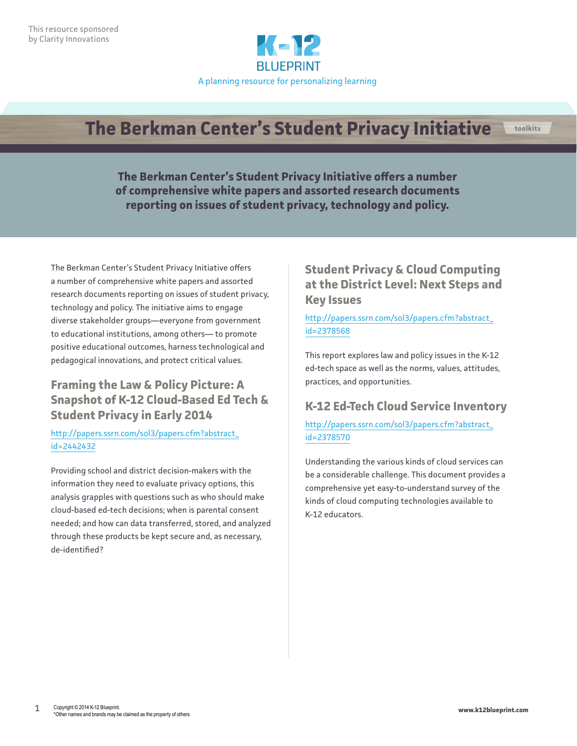This resource sponsored by Clarity Innovations

K-12 BLUEPRINT

A planning resource for personalizing learning

# The Berkman Center's Student Privacy Initiative

toolkits

**The Berkman Center's Student Privacy Initiative offers a number of comprehensive white papers and assorted research documents reporting on issues of student privacy, technology and policy.**

The Berkman Center's Student Privacy Initiative offers a number of comprehensive white papers and assorted research documents reporting on issues of student privacy, technology and policy. The initiative aims to engage diverse stakeholder groups—everyone from government to educational institutions, among others— to promote positive educational outcomes, harness technological and pedagogical innovations, and protect critical values.

## Framing the Law & Policy Picture: A Snapshot of K-12 Cloud-Based Ed Tech & Student Privacy in Early 2014

http://papers.ssrn.com/sol3/papers.cfm?abstract_id=2442432

Providing school and district decision-makers with the information they need to evaluate privacy options, this analysis grapples with questions such as who should make cloud-based ed-tech decisions; when is parental consent needed; and how can data transferred, stored, and analyzed through these products be kept secure and, as necessary, de-identified?

## Student Privacy & Cloud Computing at the District Level: Next Steps and Key Issues

http://papers.ssrn.com/sol3/papers.cfm?abstract_id=2378568

This report explores law and policy issues in the K-12 ed-tech space as well as the norms, values, attitudes, practices, and opportunities.

## K-12 Ed-Tech Cloud Service Inventory

http://papers.ssrn.com/sol3/papers.cfm?abstract_id=2378570

Understanding the various kinds of cloud services can be a considerable challenge. This document provides a comprehensive yet easy-to-understand survey of the kinds of cloud computing technologies available to K-12 educators.

Copyright © 2014 K-12 Blueprint.
*Other names and brands may be claimed as the property of others

www.k12blueprint.com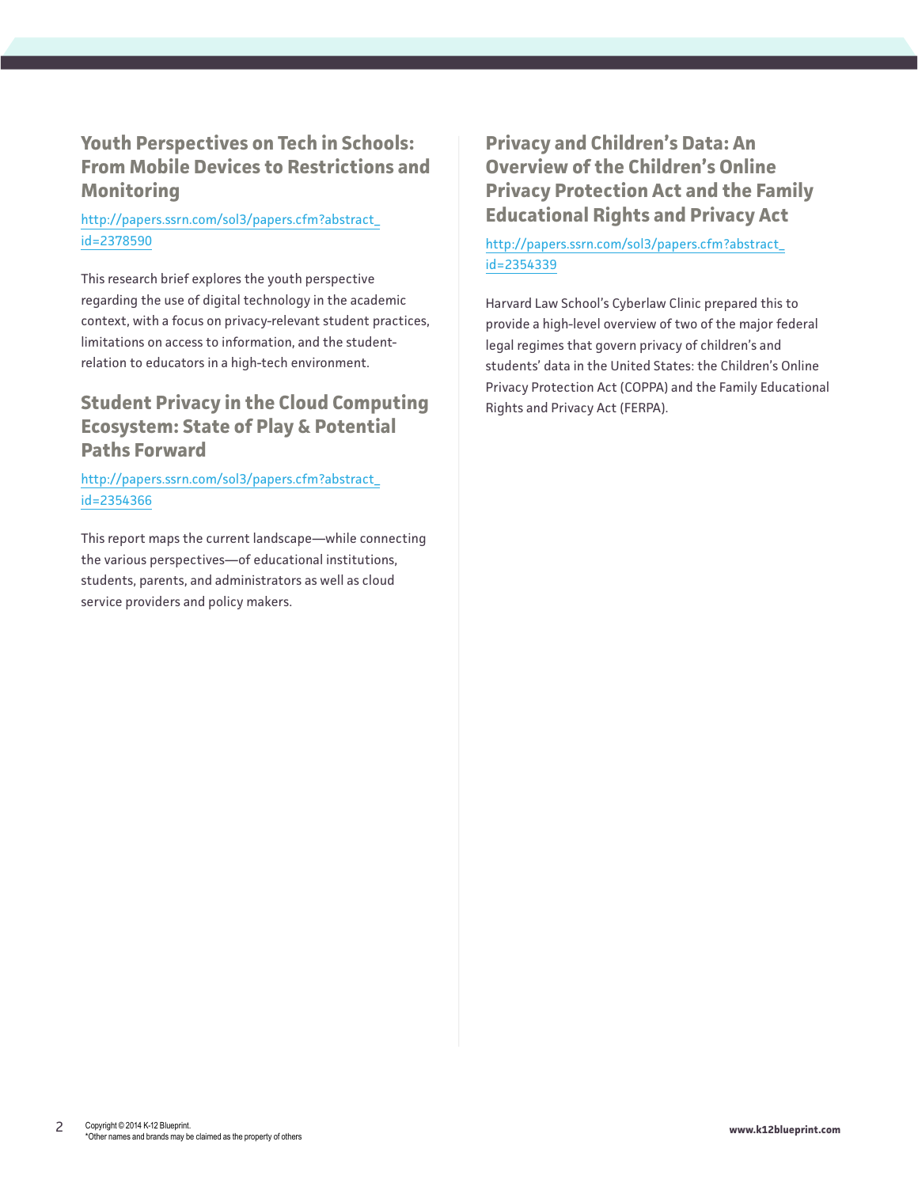### Youth Perspectives on Tech in Schools: From Mobile Devices to Restrictions and Monitoring

http://papers.ssrn.com/sol3/papers.cfm?abstract_id=2378590

This research brief explores the youth perspective regarding the use of digital technology in the academic context, with a focus on privacy-relevant student practices, limitations on access to information, and the student-relation to educators in a high-tech environment.

### Student Privacy in the Cloud Computing Ecosystem: State of Play & Potential Paths Forward

http://papers.ssrn.com/sol3/papers.cfm?abstract_id=2354366

This report maps the current landscape—while connecting the various perspectives—of educational institutions, students, parents, and administrators as well as cloud service providers and policy makers.

### Privacy and Children's Data: An Overview of the Children's Online Privacy Protection Act and the Family Educational Rights and Privacy Act

http://papers.ssrn.com/sol3/papers.cfm?abstract_id=2354339

Harvard Law School's Cyberlaw Clinic prepared this to provide a high-level overview of two of the major federal legal regimes that govern privacy of children's and students' data in the United States: the Children's Online Privacy Protection Act (COPPA) and the Family Educational Rights and Privacy Act (FERPA).

Copyright © 2014 K-12 Blueprint.
*Other names and brands may be claimed as the property of others